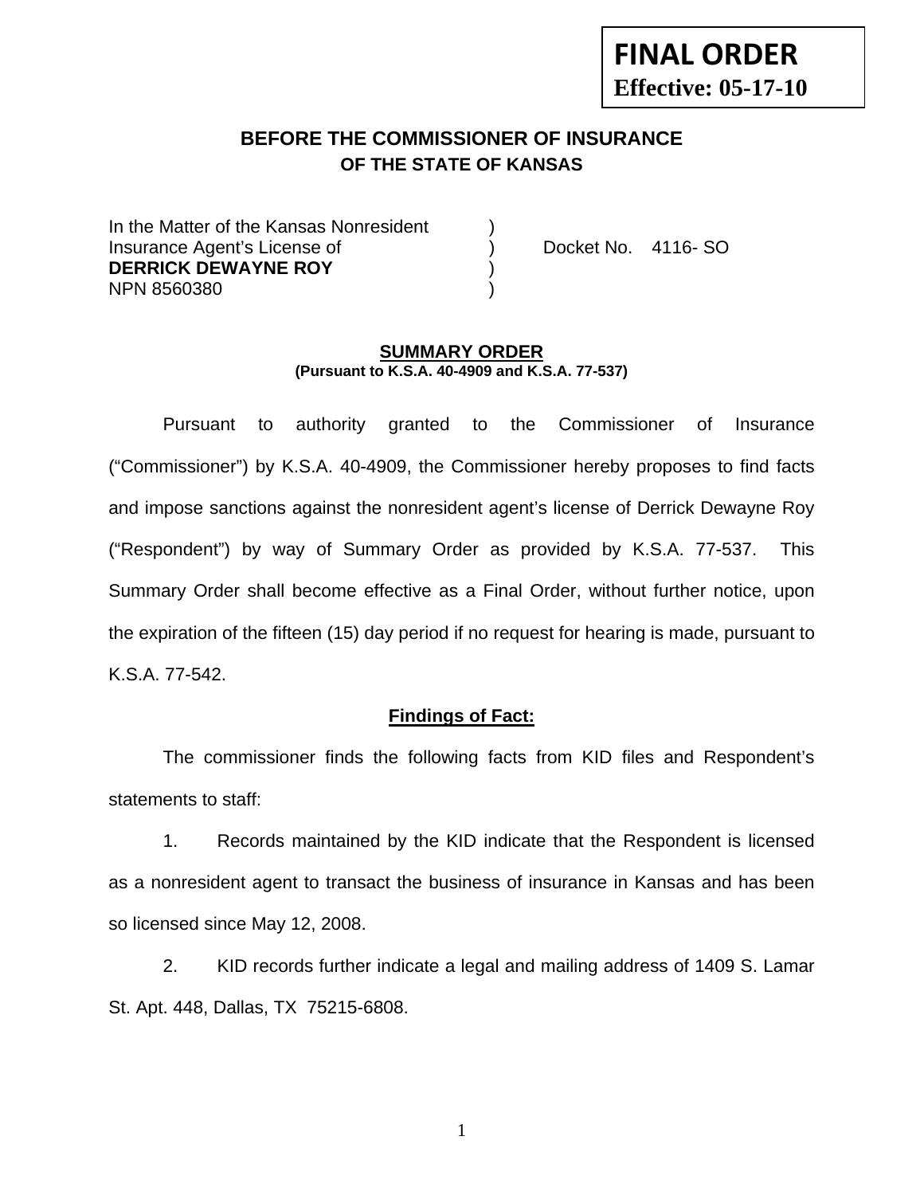**FINAL ORDER**
**Effective: 05-17-10**

## BEFORE THE COMMISSIONER OF INSURANCE
## OF THE STATE OF KANSAS

| | | |
|---|---|---|
| In the Matter of the Kansas Nonresident | ) | |
| Insurance Agent's License of | ) | Docket No. 4116- SO |
| **DERRICK DEWAYNE ROY** | ) | |
| NPN 8560380 | ) | |

### SUMMARY ORDER
**(Pursuant to K.S.A. 40-4909 and K.S.A. 77-537)**

Pursuant to authority granted to the Commissioner of Insurance ("Commissioner") by K.S.A. 40-4909, the Commissioner hereby proposes to find facts and impose sanctions against the nonresident agent's license of Derrick Dewayne Roy ("Respondent") by way of Summary Order as provided by K.S.A. 77-537. This Summary Order shall become effective as a Final Order, without further notice, upon the expiration of the fifteen (15) day period if no request for hearing is made, pursuant to K.S.A. 77-542.

### Findings of Fact:

The commissioner finds the following facts from KID files and Respondent's statements to staff:

1. Records maintained by the KID indicate that the Respondent is licensed as a nonresident agent to transact the business of insurance in Kansas and has been so licensed since May 12, 2008.

2. KID records further indicate a legal and mailing address of 1409 S. Lamar St. Apt. 448, Dallas, TX 75215-6808.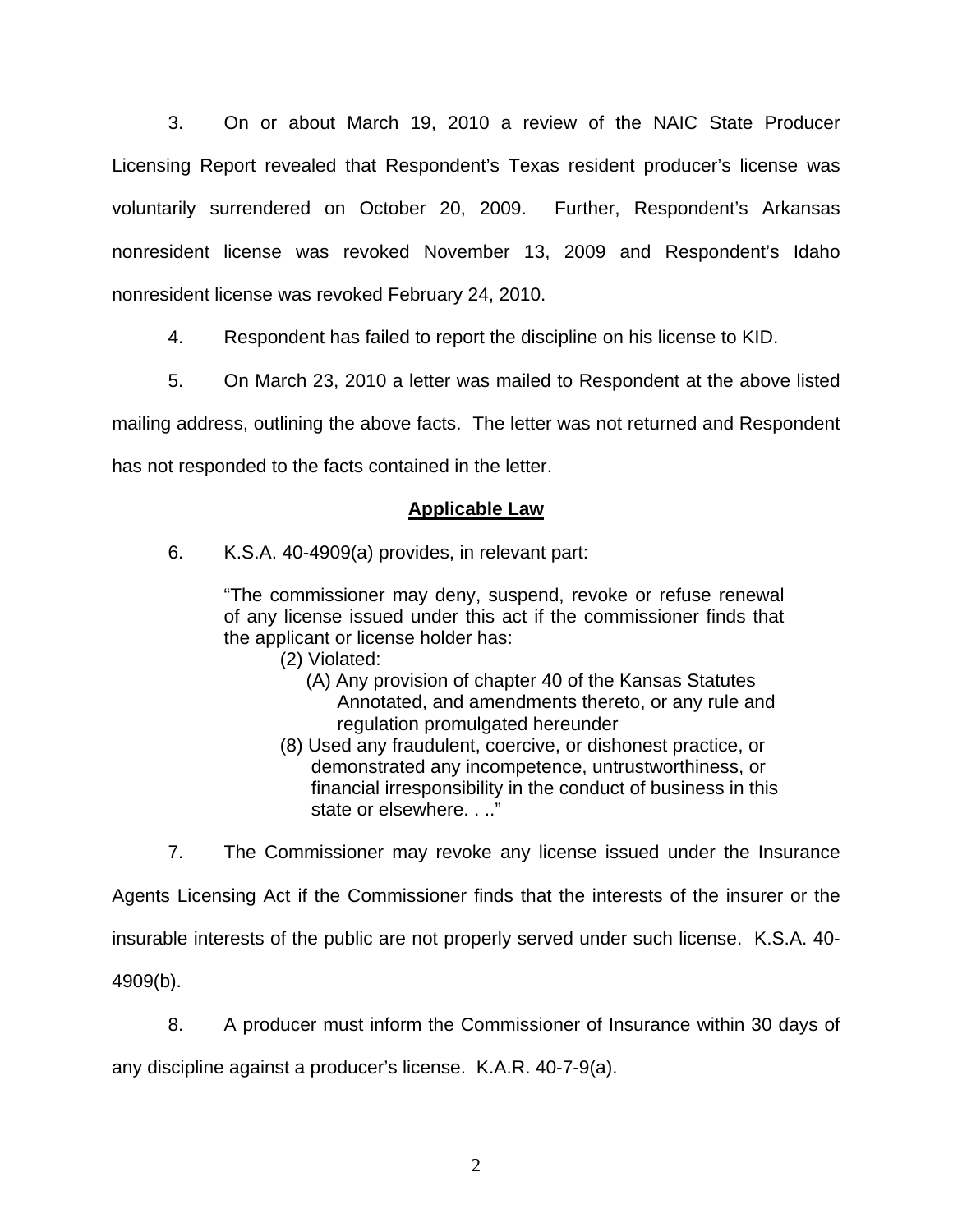3. On or about March 19, 2010 a review of the NAIC State Producer Licensing Report revealed that Respondent's Texas resident producer's license was voluntarily surrendered on October 20, 2009. Further, Respondent's Arkansas nonresident license was revoked November 13, 2009 and Respondent's Idaho nonresident license was revoked February 24, 2010.

4. Respondent has failed to report the discipline on his license to KID.

5. On March 23, 2010 a letter was mailed to Respondent at the above listed mailing address, outlining the above facts. The letter was not returned and Respondent has not responded to the facts contained in the letter.

## Applicable Law

6. K.S.A. 40-4909(a) provides, in relevant part:

> "The commissioner may deny, suspend, revoke or refuse renewal of any license issued under this act if the commissioner finds that the applicant or license holder has:
>
> (2) Violated:
>
> (A) Any provision of chapter 40 of the Kansas Statutes Annotated, and amendments thereto, or any rule and regulation promulgated hereunder
>
> (8) Used any fraudulent, coercive, or dishonest practice, or demonstrated any incompetence, untrustworthiness, or financial irresponsibility in the conduct of business in this state or elsewhere. . .."

7. The Commissioner may revoke any license issued under the Insurance Agents Licensing Act if the Commissioner finds that the interests of the insurer or the insurable interests of the public are not properly served under such license. K.S.A. 40-4909(b).

8. A producer must inform the Commissioner of Insurance within 30 days of any discipline against a producer's license. K.A.R. 40-7-9(a).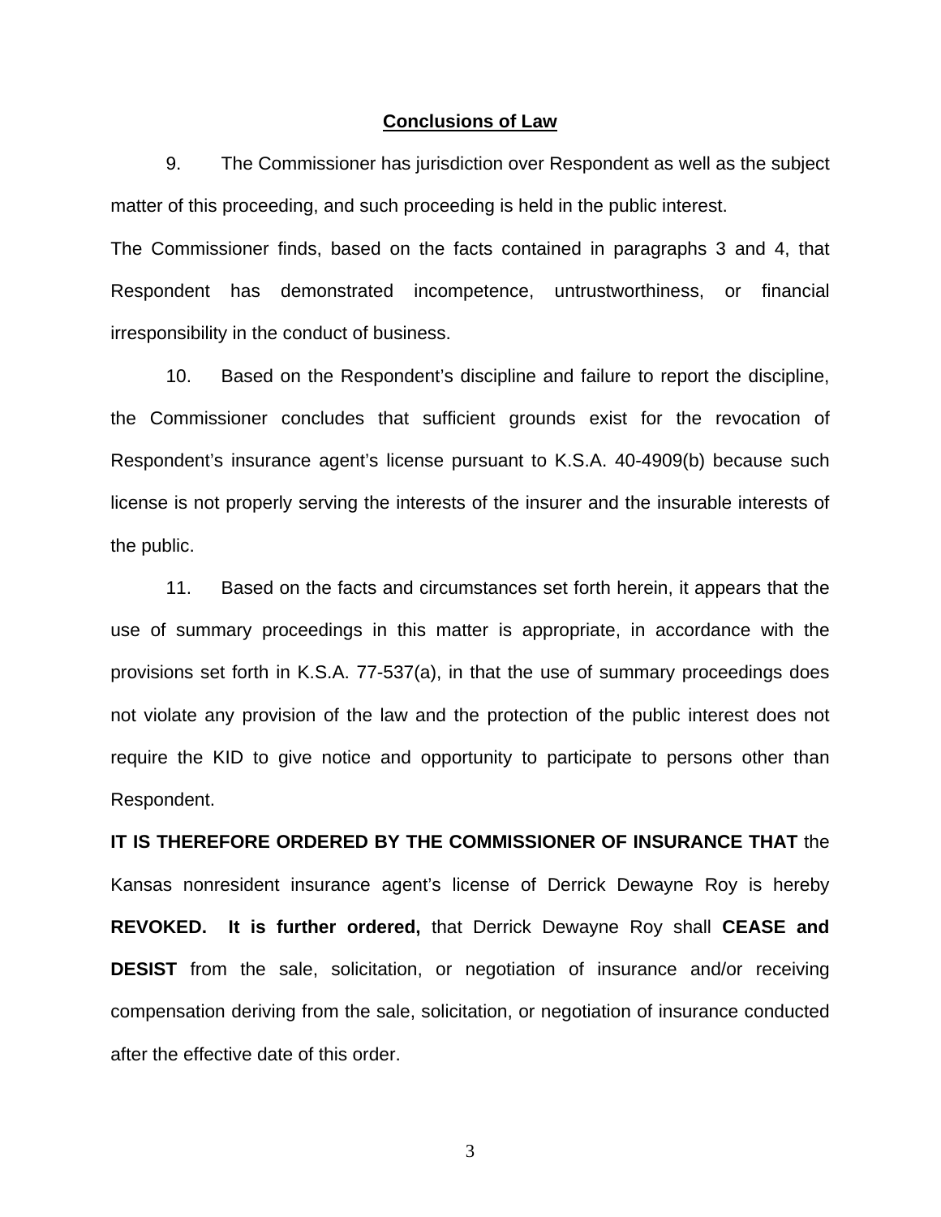## Conclusions of Law

9. The Commissioner has jurisdiction over Respondent as well as the subject matter of this proceeding, and such proceeding is held in the public interest.

The Commissioner finds, based on the facts contained in paragraphs 3 and 4, that Respondent has demonstrated incompetence, untrustworthiness, or financial irresponsibility in the conduct of business.

10. Based on the Respondent's discipline and failure to report the discipline, the Commissioner concludes that sufficient grounds exist for the revocation of Respondent's insurance agent's license pursuant to K.S.A. 40-4909(b) because such license is not properly serving the interests of the insurer and the insurable interests of the public.

11. Based on the facts and circumstances set forth herein, it appears that the use of summary proceedings in this matter is appropriate, in accordance with the provisions set forth in K.S.A. 77-537(a), in that the use of summary proceedings does not violate any provision of the law and the protection of the public interest does not require the KID to give notice and opportunity to participate to persons other than Respondent.

**IT IS THEREFORE ORDERED BY THE COMMISSIONER OF INSURANCE THAT** the Kansas nonresident insurance agent's license of Derrick Dewayne Roy is hereby **REVOKED. It is further ordered,** that Derrick Dewayne Roy shall **CEASE and DESIST** from the sale, solicitation, or negotiation of insurance and/or receiving compensation deriving from the sale, solicitation, or negotiation of insurance conducted after the effective date of this order.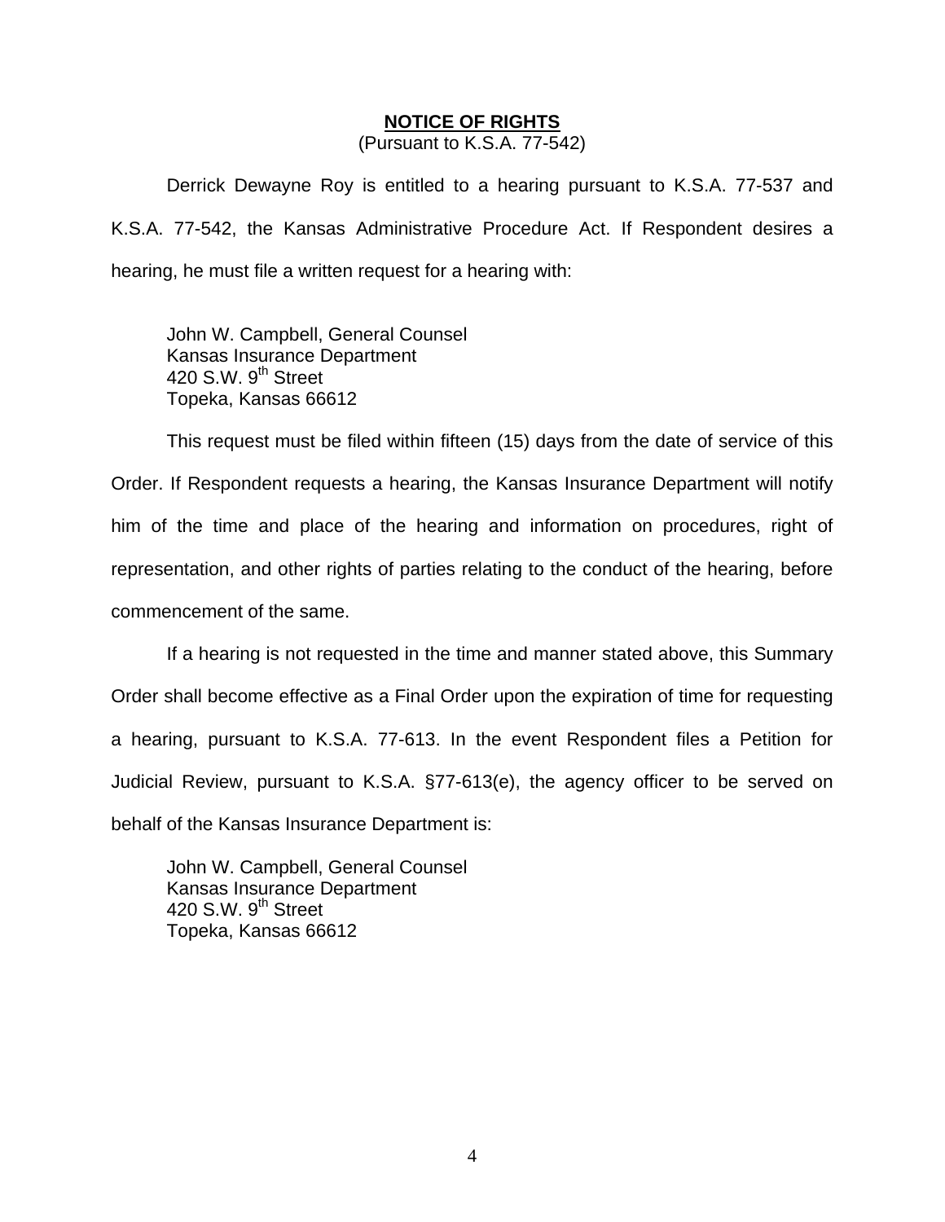## **NOTICE OF RIGHTS**

(Pursuant to K.S.A. 77-542)

Derrick Dewayne Roy is entitled to a hearing pursuant to K.S.A. 77-537 and K.S.A. 77-542, the Kansas Administrative Procedure Act. If Respondent desires a hearing, he must file a written request for a hearing with:

John W. Campbell, General Counsel
Kansas Insurance Department
420 S.W. 9th Street
Topeka, Kansas 66612

This request must be filed within fifteen (15) days from the date of service of this Order. If Respondent requests a hearing, the Kansas Insurance Department will notify him of the time and place of the hearing and information on procedures, right of representation, and other rights of parties relating to the conduct of the hearing, before commencement of the same.

If a hearing is not requested in the time and manner stated above, this Summary Order shall become effective as a Final Order upon the expiration of time for requesting a hearing, pursuant to K.S.A. 77-613. In the event Respondent files a Petition for Judicial Review, pursuant to K.S.A. §77-613(e), the agency officer to be served on behalf of the Kansas Insurance Department is:

John W. Campbell, General Counsel
Kansas Insurance Department
420 S.W. 9th Street
Topeka, Kansas 66612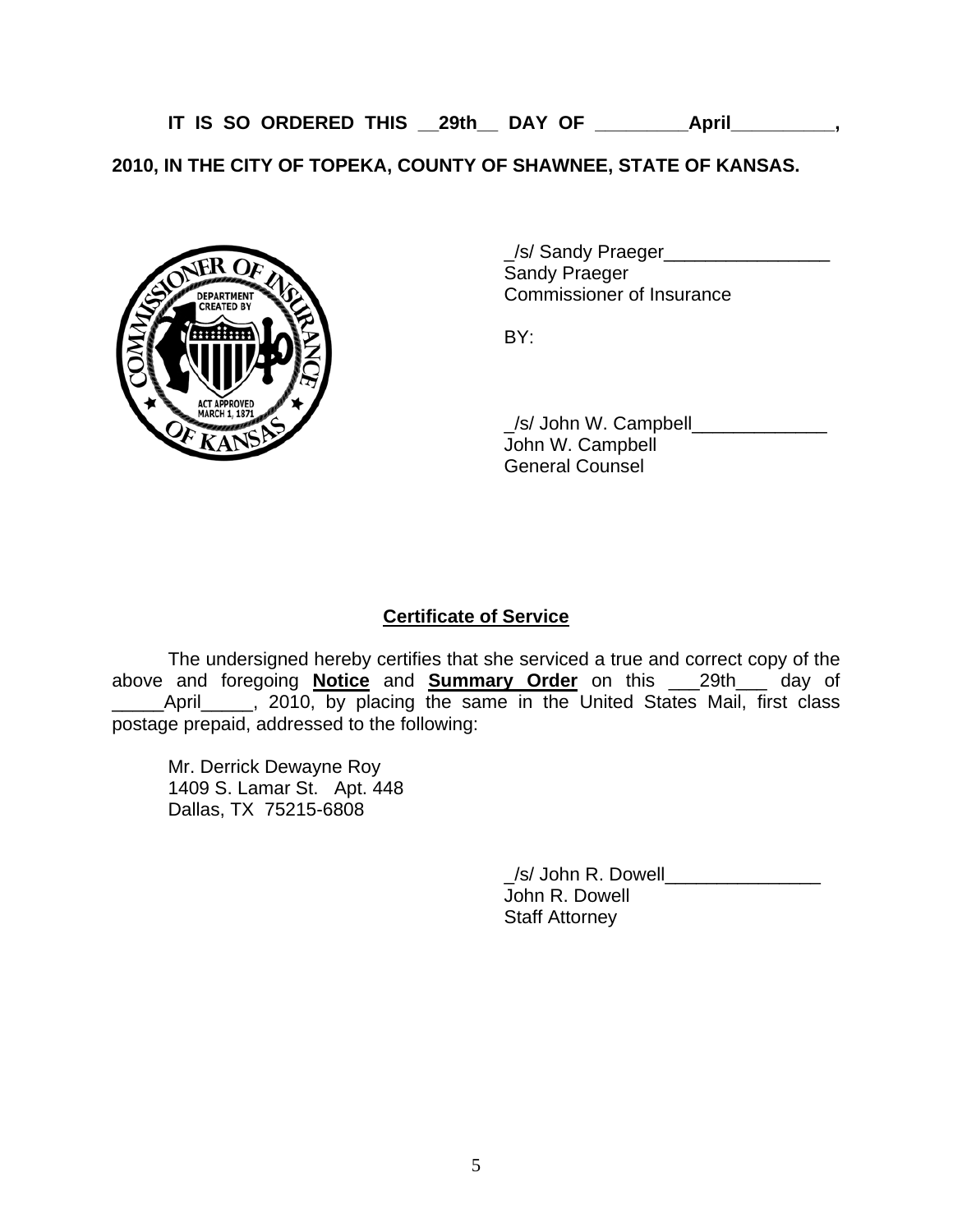**IT IS SO ORDERED THIS __29th__ DAY OF _________April__________, 2010, IN THE CITY OF TOPEKA, COUNTY OF SHAWNEE, STATE OF KANSAS.**

_/s/ Sandy Praeger________________
Sandy Praeger
Commissioner of Insurance

BY:

_/s/ John W. Campbell_____________
John W. Campbell
General Counsel

**Certificate of Service**

The undersigned hereby certifies that she serviced a true and correct copy of the above and foregoing **Notice** and **Summary Order** on this ___29th___ day of _____April_____, 2010, by placing the same in the United States Mail, first class postage prepaid, addressed to the following:

Mr. Derrick Dewayne Roy
1409 S. Lamar St. Apt. 448
Dallas, TX 75215-6808

_/s/ John R. Dowell_______________
John R. Dowell
Staff Attorney